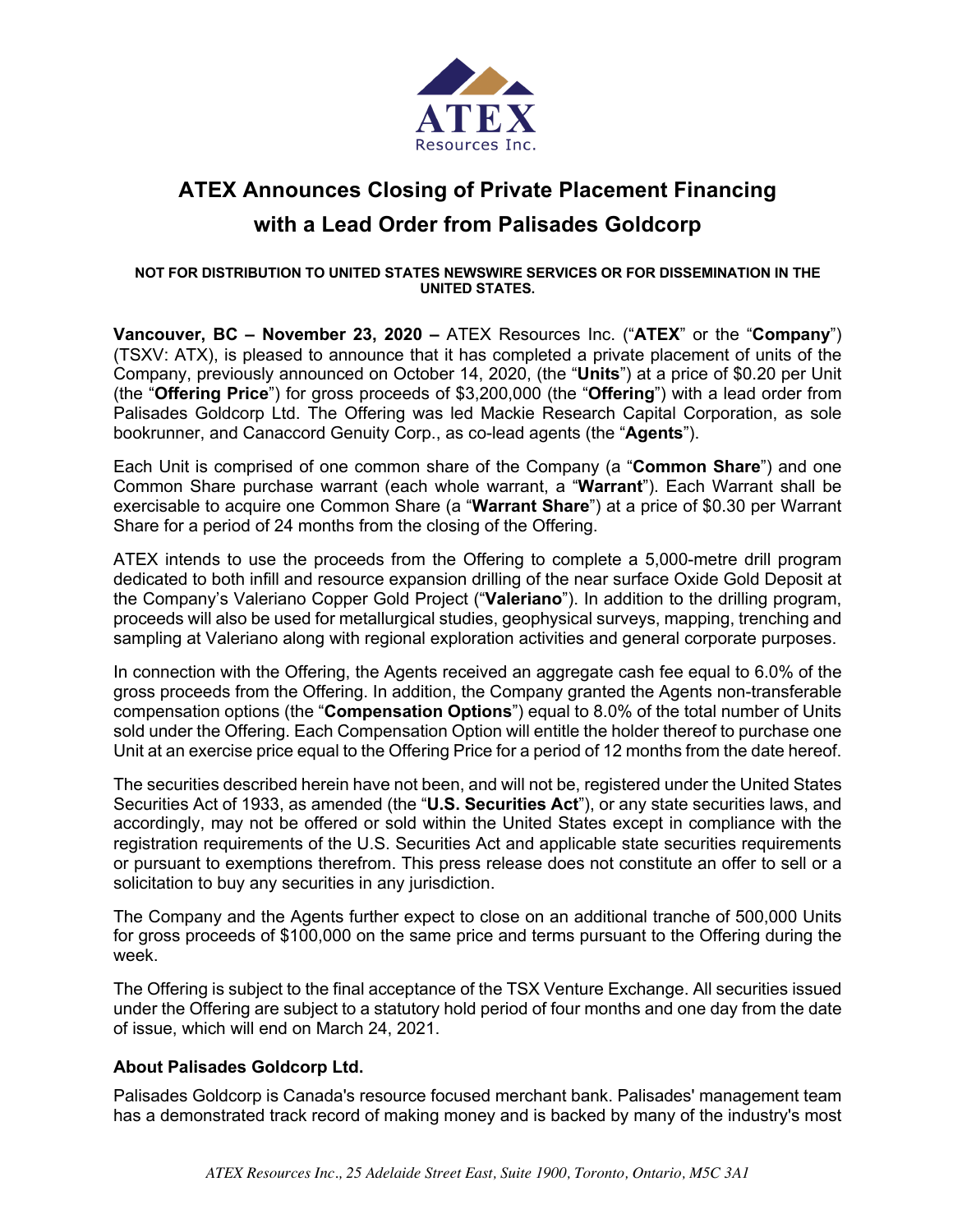# ATEX Announces Closing of Private Placement Financing with a Lead Order from Palisades Goldcorp

**NOT FOR DISTRIBUTION TO UNITED STATES NEWSWIRE SERVICES OR FOR DISSEMINATION IN THE UNITED STATES.**

**Vancouver, BC – November 23, 2020 –** ATEX Resources Inc. ("**ATEX**" or the "**Company**") (TSXV: ATX), is pleased to announce that it has completed a private placement of units of the Company, previously announced on October 14, 2020, (the "**Units**") at a price of $0.20 per Unit (the "**Offering Price**") for gross proceeds of $3,200,000 (the "**Offering**") with a lead order from Palisades Goldcorp Ltd. The Offering was led Mackie Research Capital Corporation, as sole bookrunner, and Canaccord Genuity Corp., as co-lead agents (the "**Agents**").

Each Unit is comprised of one common share of the Company (a "**Common Share**") and one Common Share purchase warrant (each whole warrant, a "**Warrant**"). Each Warrant shall be exercisable to acquire one Common Share (a "**Warrant Share**") at a price of $0.30 per Warrant Share for a period of 24 months from the closing of the Offering.

ATEX intends to use the proceeds from the Offering to complete a 5,000-metre drill program dedicated to both infill and resource expansion drilling of the near surface Oxide Gold Deposit at the Company's Valeriano Copper Gold Project ("**Valeriano**"). In addition to the drilling program, proceeds will also be used for metallurgical studies, geophysical surveys, mapping, trenching and sampling at Valeriano along with regional exploration activities and general corporate purposes.

In connection with the Offering, the Agents received an aggregate cash fee equal to 6.0% of the gross proceeds from the Offering. In addition, the Company granted the Agents non-transferable compensation options (the "**Compensation Options**") equal to 8.0% of the total number of Units sold under the Offering. Each Compensation Option will entitle the holder thereof to purchase one Unit at an exercise price equal to the Offering Price for a period of 12 months from the date hereof.

The securities described herein have not been, and will not be, registered under the United States Securities Act of 1933, as amended (the "**U.S. Securities Act**"), or any state securities laws, and accordingly, may not be offered or sold within the United States except in compliance with the registration requirements of the U.S. Securities Act and applicable state securities requirements or pursuant to exemptions therefrom. This press release does not constitute an offer to sell or a solicitation to buy any securities in any jurisdiction.

The Company and the Agents further expect to close on an additional tranche of 500,000 Units for gross proceeds of $100,000 on the same price and terms pursuant to the Offering during the week.

The Offering is subject to the final acceptance of the TSX Venture Exchange. All securities issued under the Offering are subject to a statutory hold period of four months and one day from the date of issue, which will end on March 24, 2021.

### About Palisades Goldcorp Ltd.

Palisades Goldcorp is Canada's resource focused merchant bank. Palisades' management team has a demonstrated track record of making money and is backed by many of the industry's most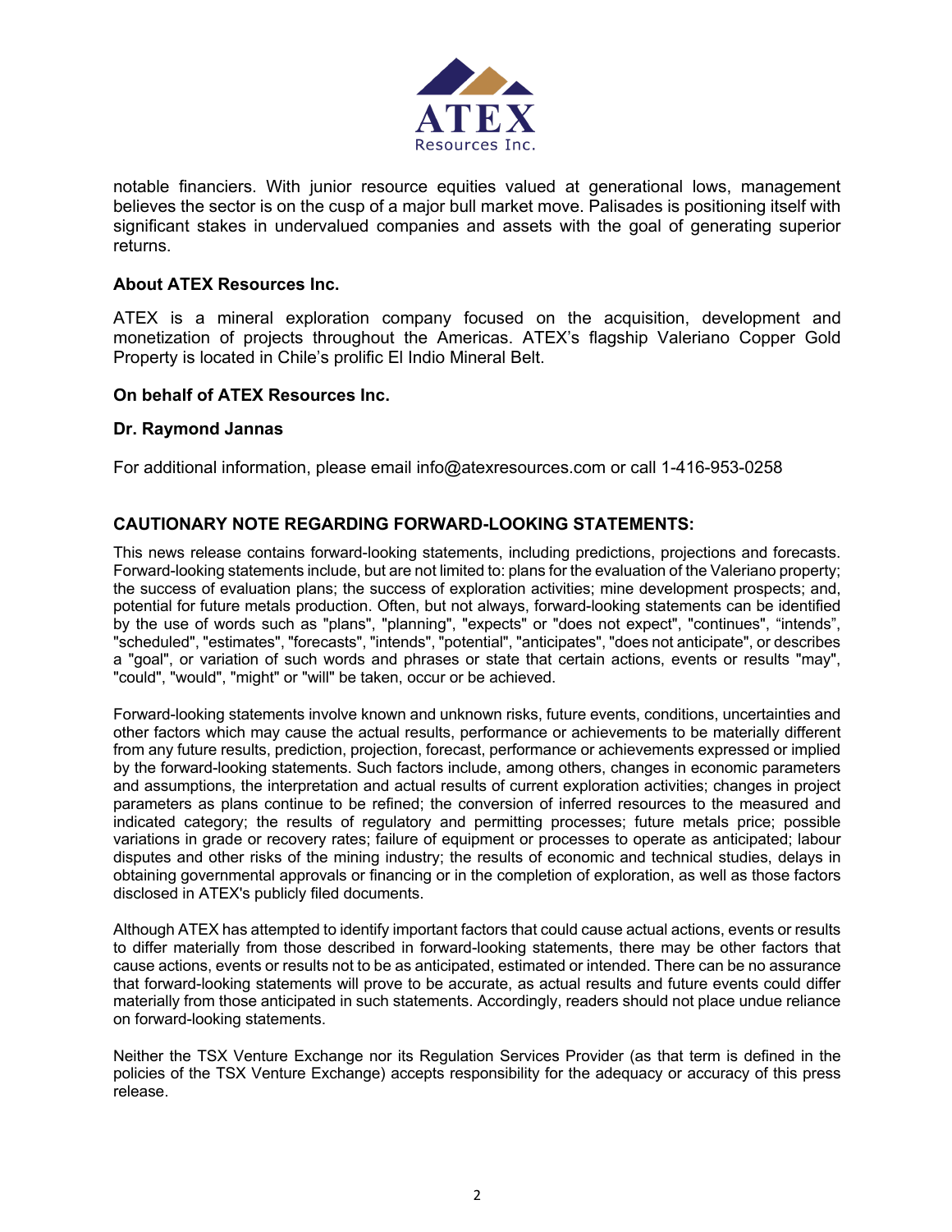notable financiers. With junior resource equities valued at generational lows, management believes the sector is on the cusp of a major bull market move. Palisades is positioning itself with significant stakes in undervalued companies and assets with the goal of generating superior returns.

**About ATEX Resources Inc.**

ATEX is a mineral exploration company focused on the acquisition, development and monetization of projects throughout the Americas. ATEX's flagship Valeriano Copper Gold Property is located in Chile's prolific El Indio Mineral Belt.

**On behalf of ATEX Resources Inc.**

**Dr. Raymond Jannas**

For additional information, please email info@atexresources.com or call 1-416-953-0258

## CAUTIONARY NOTE REGARDING FORWARD-LOOKING STATEMENTS:

This news release contains forward-looking statements, including predictions, projections and forecasts. Forward-looking statements include, but are not limited to: plans for the evaluation of the Valeriano property; the success of evaluation plans; the success of exploration activities; mine development prospects; and, potential for future metals production. Often, but not always, forward-looking statements can be identified by the use of words such as "plans", "planning", "expects" or "does not expect", "continues", "intends", "scheduled", "estimates", "forecasts", "intends", "potential", "anticipates", "does not anticipate", or describes a "goal", or variation of such words and phrases or state that certain actions, events or results "may", "could", "would", "might" or "will" be taken, occur or be achieved.

Forward-looking statements involve known and unknown risks, future events, conditions, uncertainties and other factors which may cause the actual results, performance or achievements to be materially different from any future results, prediction, projection, forecast, performance or achievements expressed or implied by the forward-looking statements. Such factors include, among others, changes in economic parameters and assumptions, the interpretation and actual results of current exploration activities; changes in project parameters as plans continue to be refined; the conversion of inferred resources to the measured and indicated category; the results of regulatory and permitting processes; future metals price; possible variations in grade or recovery rates; failure of equipment or processes to operate as anticipated; labour disputes and other risks of the mining industry; the results of economic and technical studies, delays in obtaining governmental approvals or financing or in the completion of exploration, as well as those factors disclosed in ATEX's publicly filed documents.

Although ATEX has attempted to identify important factors that could cause actual actions, events or results to differ materially from those described in forward-looking statements, there may be other factors that cause actions, events or results not to be as anticipated, estimated or intended. There can be no assurance that forward-looking statements will prove to be accurate, as actual results and future events could differ materially from those anticipated in such statements. Accordingly, readers should not place undue reliance on forward-looking statements.

Neither the TSX Venture Exchange nor its Regulation Services Provider (as that term is defined in the policies of the TSX Venture Exchange) accepts responsibility for the adequacy or accuracy of this press release.